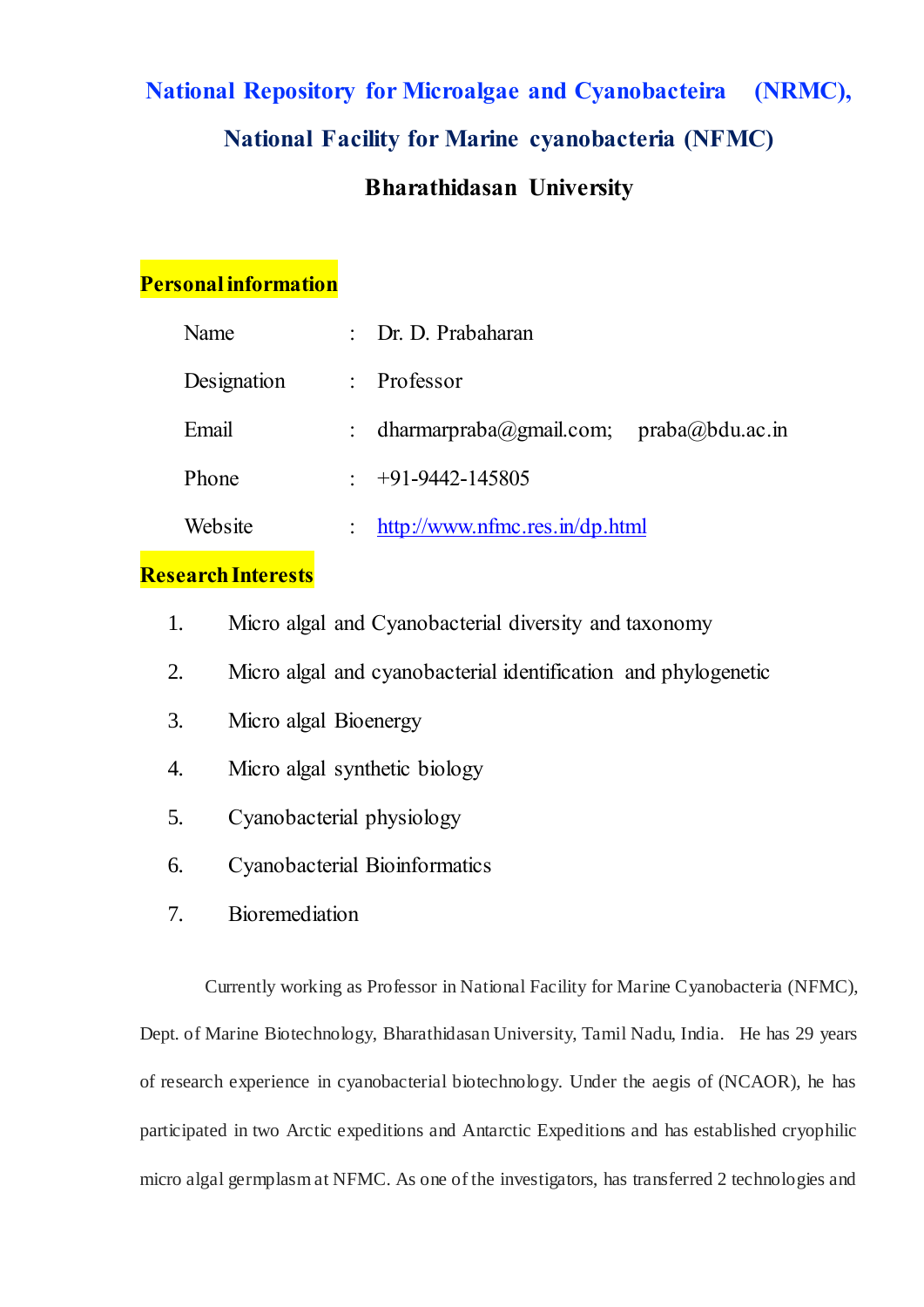# National Repository for Microalgae and Cyanobacteira (NRMC),

## National Facility for Marine cyanobacteria (NFMC)

## Bharathidasan University

**Personal information**

| Name | : | Dr. D. Prabaharan |
|---|---|---|
| Designation | : | Professor |
| Email | : | dharmarpraba@gmail.com; praba@bdu.ac.in |
| Phone | : | +91-9442-145805 |
| Website | : | http://www.nfmc.res.in/dp.html |

**Research Interests**

1. Micro algal and Cyanobacterial diversity and taxonomy
2. Micro algal and cyanobacterial identification and phylogenetic
3. Micro algal Bioenergy
4. Micro algal synthetic biology
5. Cyanobacterial physiology
6. Cyanobacterial Bioinformatics
7. Bioremediation

Currently working as Professor in National Facility for Marine Cyanobacteria (NFMC), Dept. of Marine Biotechnology, Bharathidasan University, Tamil Nadu, India. He has 29 years of research experience in cyanobacterial biotechnology. Under the aegis of (NCAOR), he has participated in two Arctic expeditions and Antarctic Expeditions and has established cryophilic micro algal germplasm at NFMC. As one of the investigators, has transferred 2 technologies and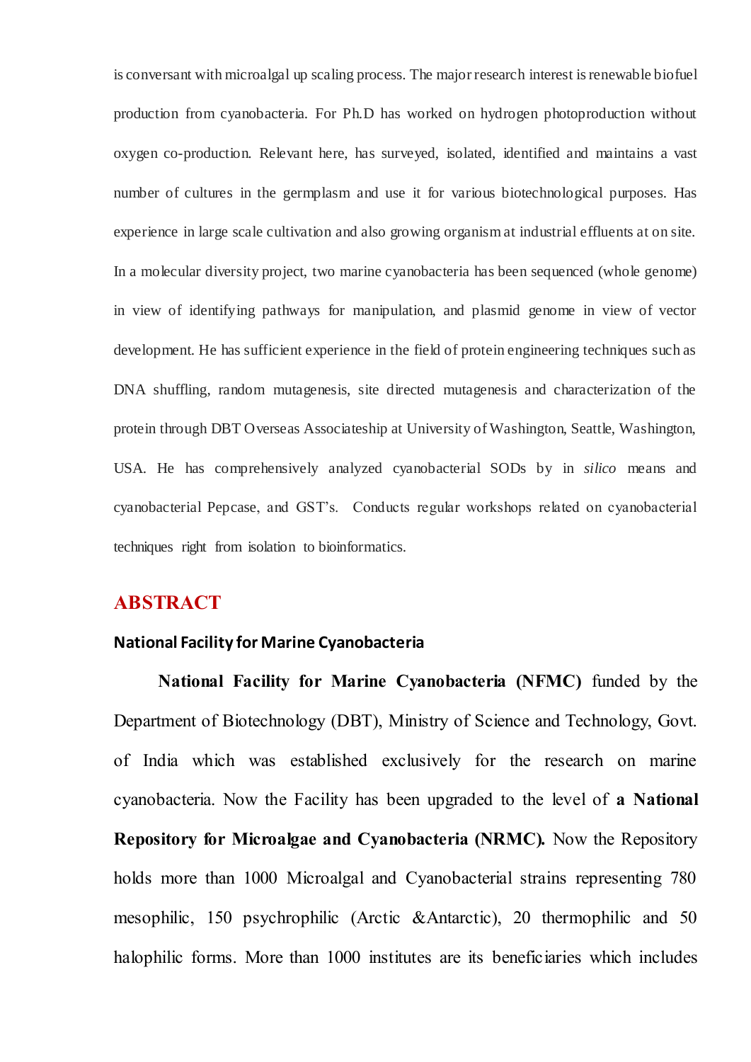is conversant with microalgal up scaling process. The major research interest is renewable biofuel production from cyanobacteria. For Ph.D has worked on hydrogen photoproduction without oxygen co-production. Relevant here, has surveyed, isolated, identified and maintains a vast number of cultures in the germplasm and use it for various biotechnological purposes. Has experience in large scale cultivation and also growing organism at industrial effluents at on site. In a molecular diversity project, two marine cyanobacteria has been sequenced (whole genome) in view of identifying pathways for manipulation, and plasmid genome in view of vector development. He has sufficient experience in the field of protein engineering techniques such as DNA shuffling, random mutagenesis, site directed mutagenesis and characterization of the protein through DBT Overseas Associateship at University of Washington, Seattle, Washington, USA. He has comprehensively analyzed cyanobacterial SODs by in *silico* means and cyanobacterial Pepcase, and GST's. Conducts regular workshops related on cyanobacterial techniques right from isolation to bioinformatics.

## ABSTRACT

### National Facility for Marine Cyanobacteria

**National Facility for Marine Cyanobacteria (NFMC)** funded by the Department of Biotechnology (DBT), Ministry of Science and Technology, Govt. of India which was established exclusively for the research on marine cyanobacteria. Now the Facility has been upgraded to the level of **a National Repository for Microalgae and Cyanobacteria (NRMC).** Now the Repository holds more than 1000 Microalgal and Cyanobacterial strains representing 780 mesophilic, 150 psychrophilic (Arctic &Antarctic), 20 thermophilic and 50 halophilic forms. More than 1000 institutes are its beneficiaries which includes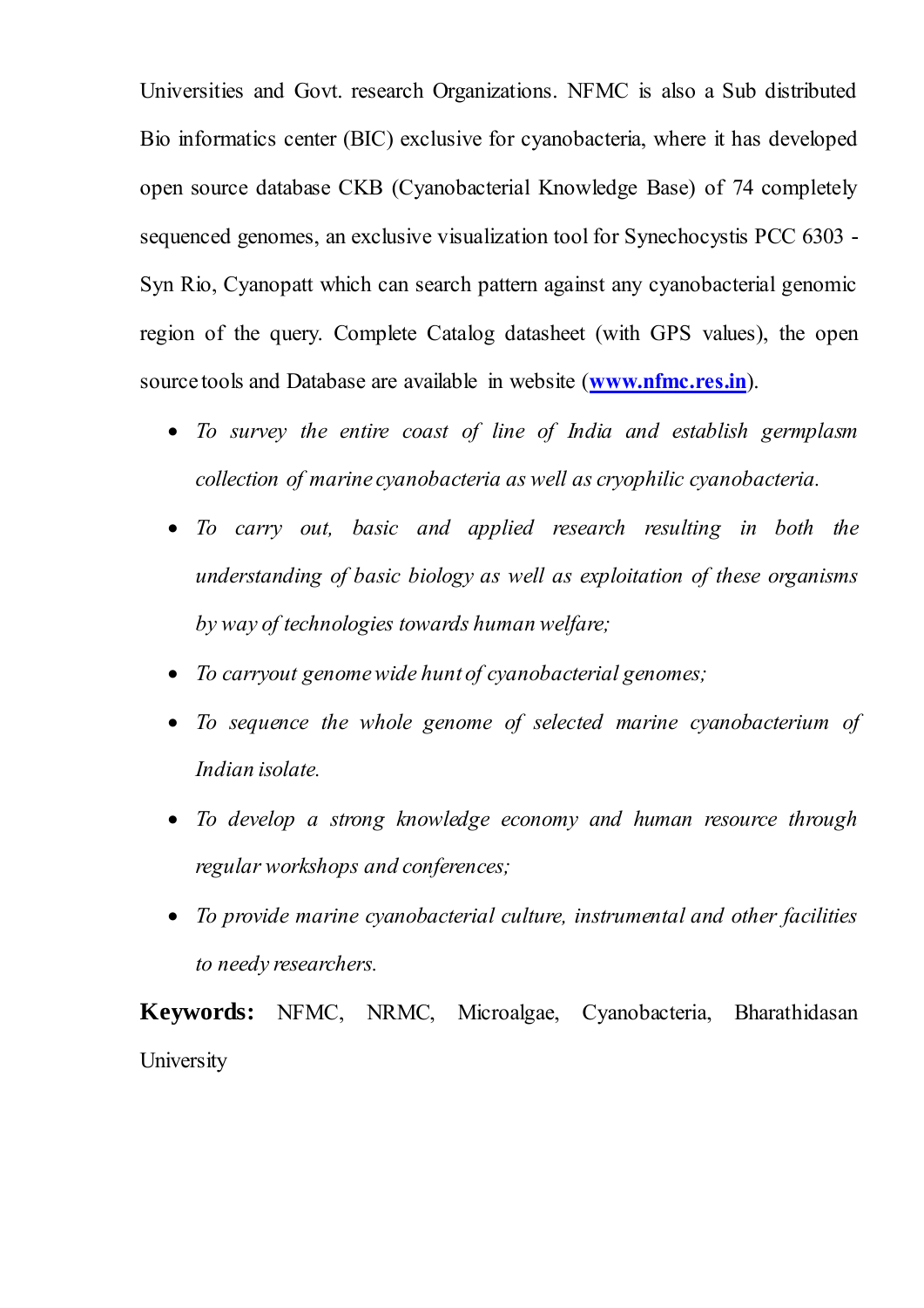Universities and Govt. research Organizations. NFMC is also a Sub distributed Bio informatics center (BIC) exclusive for cyanobacteria, where it has developed open source database CKB (Cyanobacterial Knowledge Base) of 74 completely sequenced genomes, an exclusive visualization tool for Synechocystis PCC 6303 - Syn Rio, Cyanopatt which can search pattern against any cyanobacterial genomic region of the query. Complete Catalog datasheet (with GPS values), the open source tools and Database are available in website (**www.nfmc.res.in**).

- *To survey the entire coast of line of India and establish germplasm collection of marine cyanobacteria as well as cryophilic cyanobacteria.*
- *To carry out, basic and applied research resulting in both the understanding of basic biology as well as exploitation of these organisms by way of technologies towards human welfare;*
- *To carryout genome wide hunt of cyanobacterial genomes;*
- *To sequence the whole genome of selected marine cyanobacterium of Indian isolate.*
- *To develop a strong knowledge economy and human resource through regular workshops and conferences;*
- *To provide marine cyanobacterial culture, instrumental and other facilities to needy researchers.*

**Keywords:** NFMC, NRMC, Microalgae, Cyanobacteria, Bharathidasan University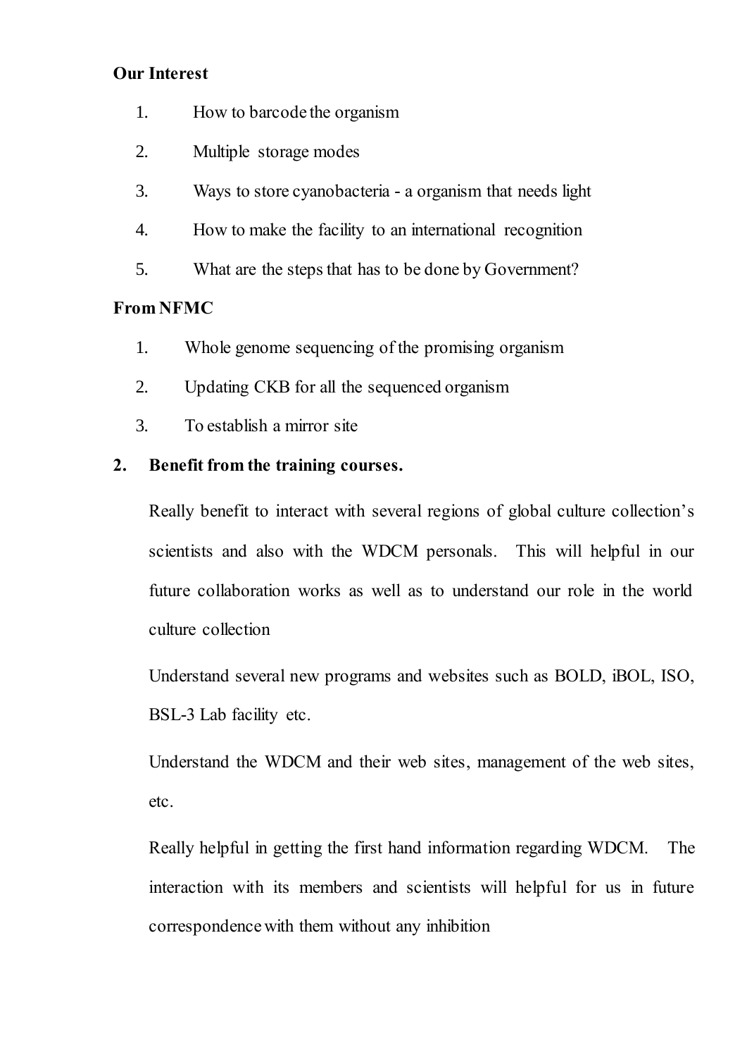**Our Interest**

1. How to barcode the organism
2. Multiple storage modes
3. Ways to store cyanobacteria - a organism that needs light
4. How to make the facility to an international recognition
5. What are the steps that has to be done by Government?

**From NFMC**

1. Whole genome sequencing of the promising organism
2. Updating CKB for all the sequenced organism
3. To establish a mirror site

**2. Benefit from the training courses.**

Really benefit to interact with several regions of global culture collection's scientists and also with the WDCM personals. This will helpful in our future collaboration works as well as to understand our role in the world culture collection

Understand several new programs and websites such as BOLD, iBOL, ISO, BSL-3 Lab facility etc.

Understand the WDCM and their web sites, management of the web sites, etc.

Really helpful in getting the first hand information regarding WDCM. The interaction with its members and scientists will helpful for us in future correspondence with them without any inhibition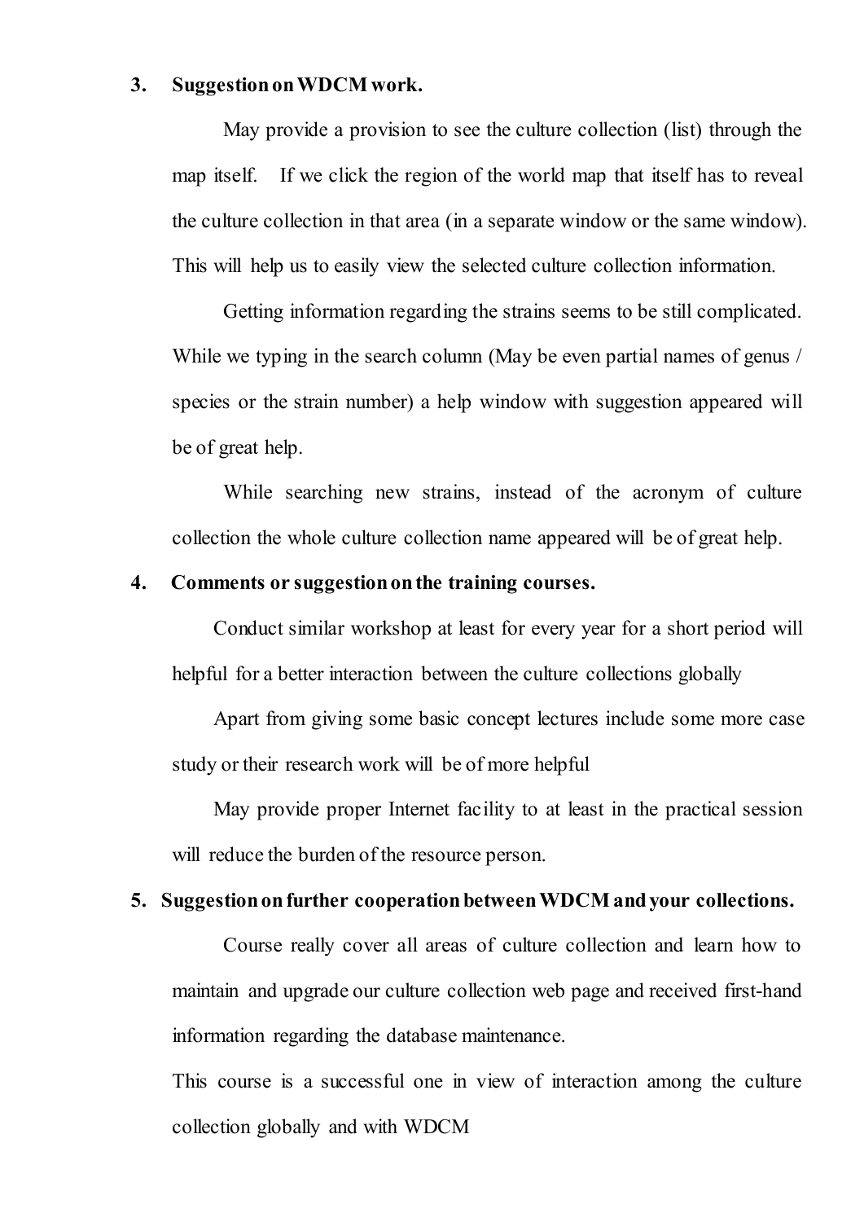**3. Suggestion on WDCM work.**

May provide a provision to see the culture collection (list) through the map itself. If we click the region of the world map that itself has to reveal the culture collection in that area (in a separate window or the same window). This will help us to easily view the selected culture collection information.

Getting information regarding the strains seems to be still complicated. While we typing in the search column (May be even partial names of genus / species or the strain number) a help window with suggestion appeared will be of great help.

While searching new strains, instead of the acronym of culture collection the whole culture collection name appeared will be of great help.

**4. Comments or suggestion on the training courses.**

Conduct similar workshop at least for every year for a short period will helpful for a better interaction between the culture collections globally

Apart from giving some basic concept lectures include some more case study or their research work will be of more helpful

May provide proper Internet facility to at least in the practical session will reduce the burden of the resource person.

**5. Suggestion on further cooperation between WDCM and your collections.**

Course really cover all areas of culture collection and learn how to maintain and upgrade our culture collection web page and received first-hand information regarding the database maintenance.

This course is a successful one in view of interaction among the culture collection globally and with WDCM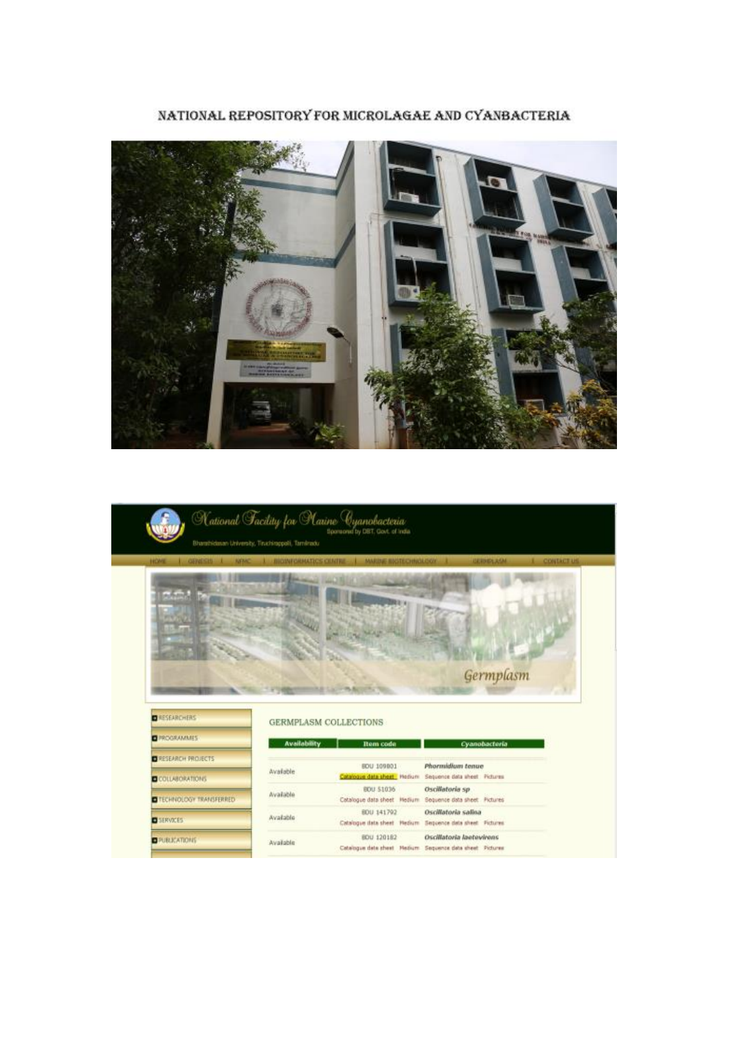# NATIONAL REPOSITORY FOR MICROLAGAE AND CYANBACTERIA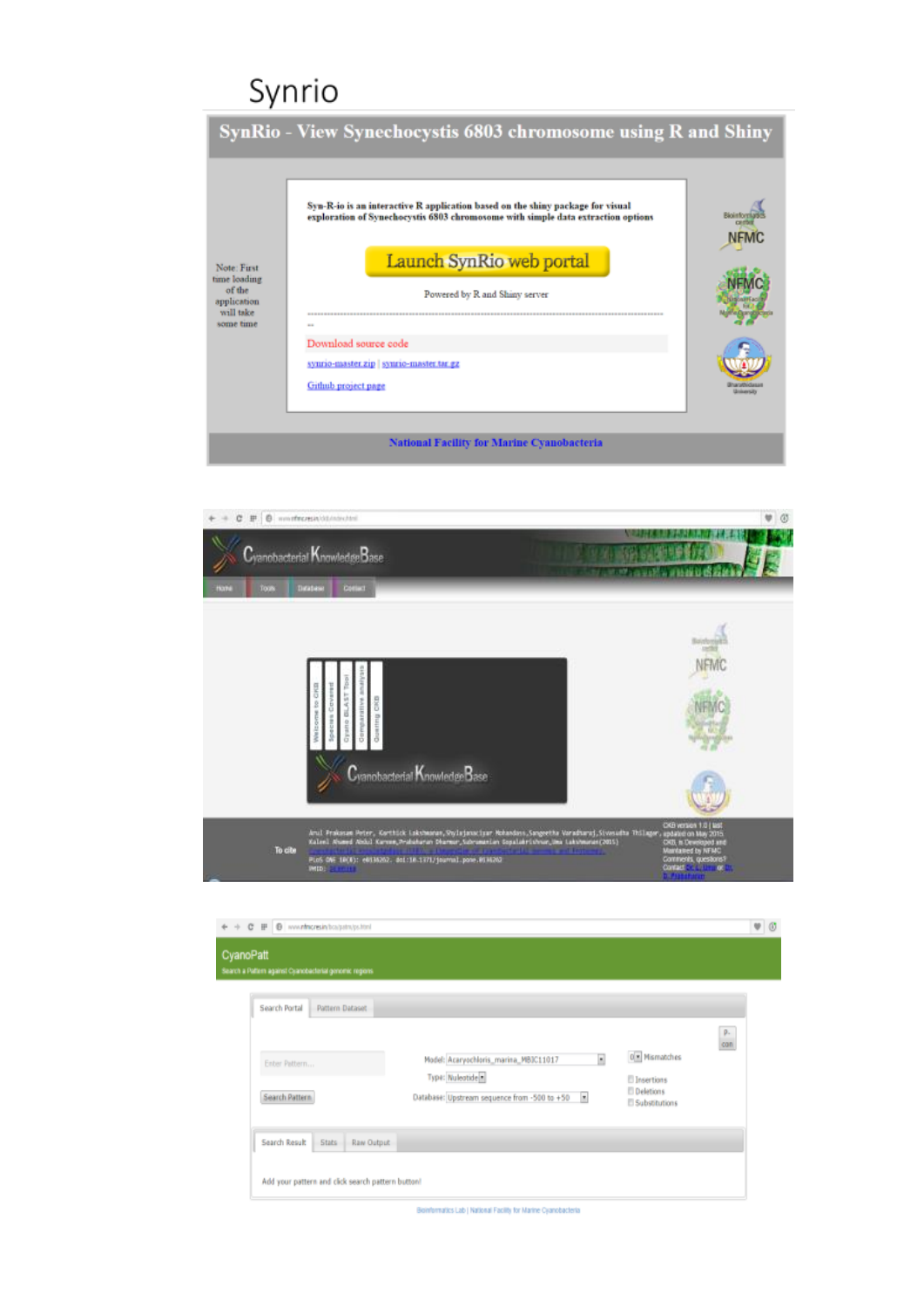# Synrio

## SynRio - View Synechocystis 6803 chromosome using R and Shiny

Note: First time loading of the application will take some time

Syn-R-io is an interactive R application based on the shiny package for visual exploration of Synechocystis 6803 chromosome with simple data extraction options

Launch SynRio web portal

Powered by R and Shiny server

Download source code

synrio-master.zip | synrio-master.tar.gz

Github project page

National Facility for Marine Cyanobacteria

Cyanobacterial KnowledgeBase

Home | Tools | Database | Contact

Welcome to CKB | Species Covered | Cyano BLAST Tool | Comparative analysis | Querring CKB

To cite: Arul Prakasam Peter, Karthick Lakshmanan, Shylajanaciyar Mohandass, Sangeetha Varadharaj, Sivasudha Thilagar, Kaleel Ahamed Abdul Kareem, Prabaharan Dharmar, Subramanian Gopalakrishnan, Uma Lakshmanan (2015) Cyanobacterial KnowledgeBase (CKB), a Compendium of Cyanobacterial Genomes and Proteomes. PLoS ONE 10(8): e0136262. doi:10.1371/journal.pone.0136262. PMID: 26305368

CKB version 1.0 | last updated on May 2015. CKB is Developed and Maintained by NFMC. Comments, questions? Contact Dr. L. Uma or Dr. D. Prabaharan

CyanoPatt

Search a Pattern against Cyanobacterial genomic regions

Search Portal | Pattern Dataset

Enter Pattern...

Search Pattern

Model: Acaryochloris_marina_MBIC11017

Type: Nuleotide

Database: Upstream sequence from -500 to +50

0 Mismatches

Insertions

Deletions

Substitutions

Search Result | Stats | Raw Output

Add your pattern and click search pattern button!

Bioinformatics Lab | National Facility for Marine Cyanobacteria